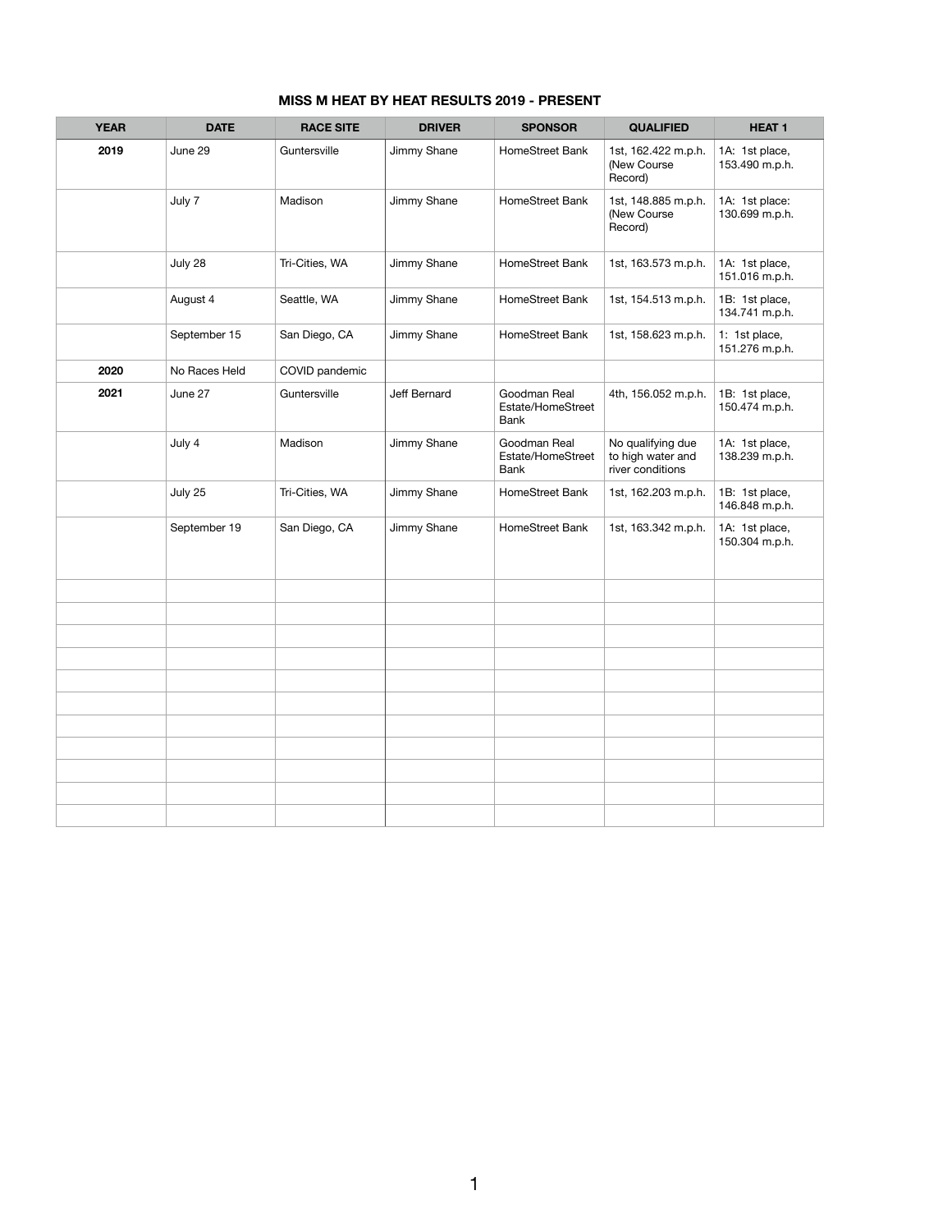## MISS M HEAT BY HEAT RESULTS 2019 - PRESENT

| YEAR | DATE | RACE SITE | DRIVER | SPONSOR | QUALIFIED | HEAT 1 |
|---|---|---|---|---|---|---|
| **2019** | June 29 | Guntersville | Jimmy Shane | HomeStreet Bank | 1st, 162.422 m.p.h. (New Course Record) | 1A: 1st place, 153.490 m.p.h. |
| | July 7 | Madison | Jimmy Shane | HomeStreet Bank | 1st, 148.885 m.p.h. (New Course Record) | 1A: 1st place: 130.699 m.p.h. |
| | July 28 | Tri-Cities, WA | Jimmy Shane | HomeStreet Bank | 1st, 163.573 m.p.h. | 1A: 1st place, 151.016 m.p.h. |
| | August 4 | Seattle, WA | Jimmy Shane | HomeStreet Bank | 1st, 154.513 m.p.h. | 1B: 1st place, 134.741 m.p.h. |
| | September 15 | San Diego, CA | Jimmy Shane | HomeStreet Bank | 1st, 158.623 m.p.h. | 1: 1st place, 151.276 m.p.h. |
| **2020** | No Races Held | COVID pandemic | | | | |
| **2021** | June 27 | Guntersville | Jeff Bernard | Goodman Real Estate/HomeStreet Bank | 4th, 156.052 m.p.h. | 1B: 1st place, 150.474 m.p.h. |
| | July 4 | Madison | Jimmy Shane | Goodman Real Estate/HomeStreet Bank | No qualifying due to high water and river conditions | 1A: 1st place, 138.239 m.p.h. |
| | July 25 | Tri-Cities, WA | Jimmy Shane | HomeStreet Bank | 1st, 162.203 m.p.h. | 1B: 1st place, 146.848 m.p.h. |
| | September 19 | San Diego, CA | Jimmy Shane | HomeStreet Bank | 1st, 163.342 m.p.h. | 1A: 1st place, 150.304 m.p.h. |
| | | | | | | |
| | | | | | | |
| | | | | | | |
| | | | | | | |
| | | | | | | |
| | | | | | | |
| | | | | | | |
| | | | | | | |
| | | | | | | |
| | | | | | | |
| | | | | | | |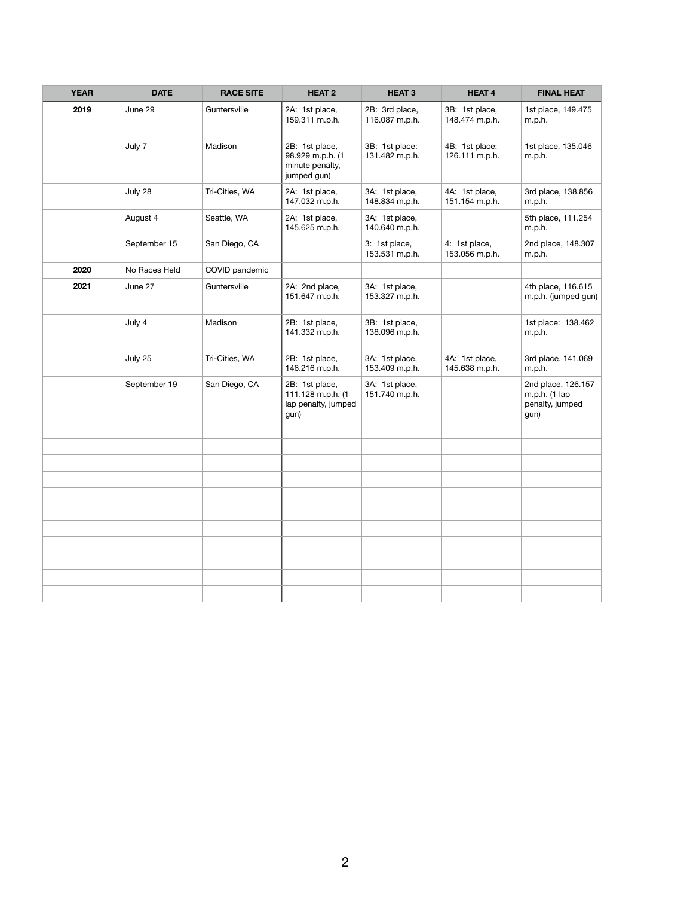| YEAR | DATE | RACE SITE | HEAT 2 | HEAT 3 | HEAT 4 | FINAL HEAT |
|---|---|---|---|---|---|---|
| **2019** | June 29 | Guntersville | 2A: 1st place, 159.311 m.p.h. | 2B: 3rd place, 116.087 m.p.h. | 3B: 1st place, 148.474 m.p.h. | 1st place, 149.475 m.p.h. |
| | July 7 | Madison | 2B: 1st place, 98.929 m.p.h. (1 minute penalty, jumped gun) | 3B: 1st place: 131.482 m.p.h. | 4B: 1st place: 126.111 m.p.h. | 1st place, 135.046 m.p.h. |
| | July 28 | Tri-Cities, WA | 2A: 1st place, 147.032 m.p.h. | 3A: 1st place, 148.834 m.p.h. | 4A: 1st place, 151.154 m.p.h. | 3rd place, 138.856 m.p.h. |
| | August 4 | Seattle, WA | 2A: 1st place, 145.625 m.p.h. | 3A: 1st place, 140.640 m.p.h. | | 5th place, 111.254 m.p.h. |
| | September 15 | San Diego, CA | | 3: 1st place, 153.531 m.p.h. | 4: 1st place, 153.056 m.p.h. | 2nd place, 148.307 m.p.h. |
| **2020** | No Races Held | COVID pandemic | | | | |
| **2021** | June 27 | Guntersville | 2A: 2nd place, 151.647 m.p.h. | 3A: 1st place, 153.327 m.p.h. | | 4th place, 116.615 m.p.h. (jumped gun) |
| | July 4 | Madison | 2B: 1st place, 141.332 m.p.h. | 3B: 1st place, 138.096 m.p.h. | | 1st place: 138.462 m.p.h. |
| | July 25 | Tri-Cities, WA | 2B: 1st place, 146.216 m.p.h. | 3A: 1st place, 153.409 m.p.h. | 4A: 1st place, 145.638 m.p.h. | 3rd place, 141.069 m.p.h. |
| | September 19 | San Diego, CA | 2B: 1st place, 111.128 m.p.h. (1 lap penalty, jumped gun) | 3A: 1st place, 151.740 m.p.h. | | 2nd place, 126.157 m.p.h. (1 lap penalty, jumped gun) |
| | | | | | | |
| | | | | | | |
| | | | | | | |
| | | | | | | |
| | | | | | | |
| | | | | | | |
| | | | | | | |
| | | | | | | |
| | | | | | | |
| | | | | | | |
| | | | | | | |